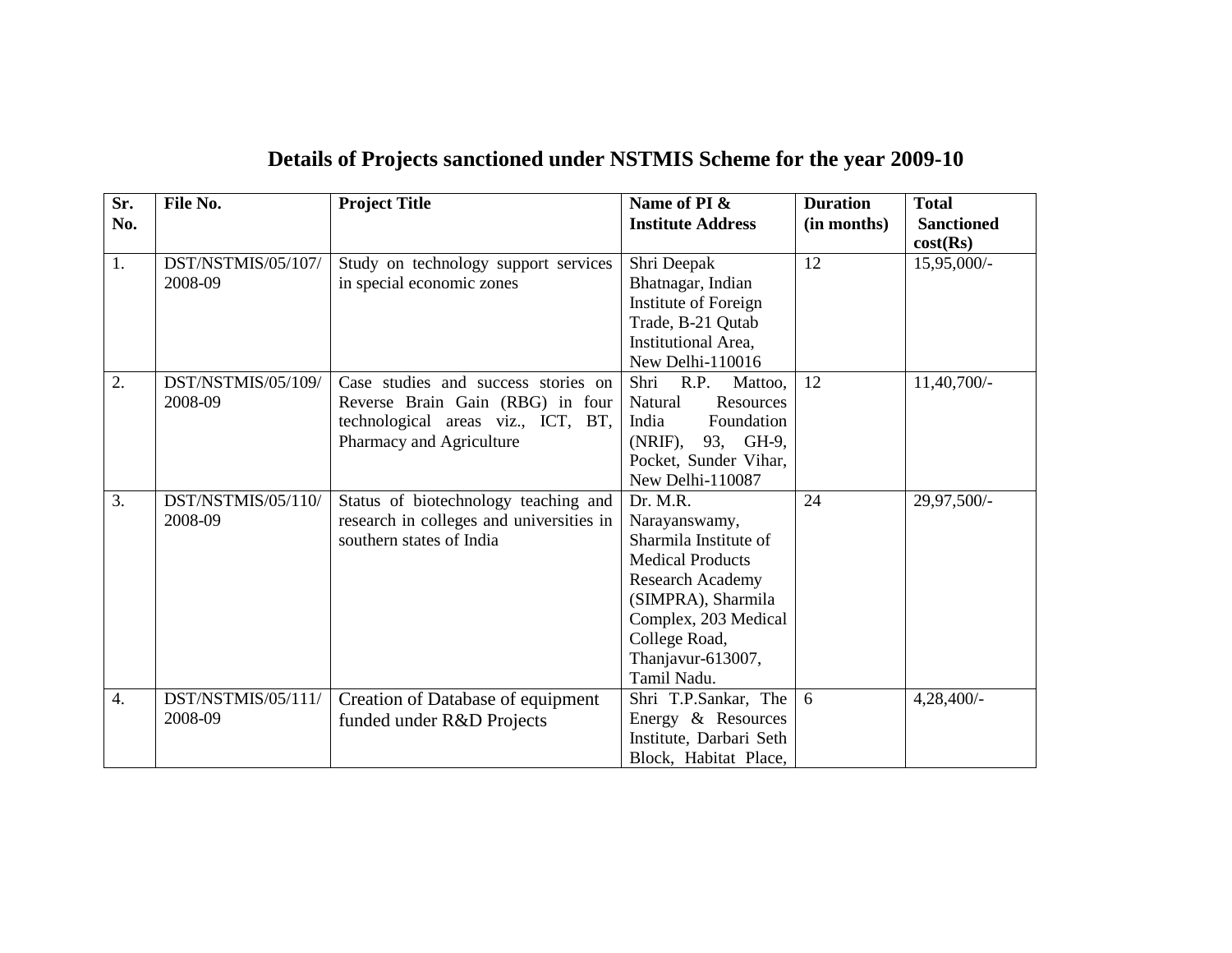# Details of Projects sanctioned under NSTMIS Scheme for the year 2009-10

| Sr. No. | File No. | Project Title | Name of PI & Institute Address | Duration (in months) | Total Sanctioned cost(Rs) |
|---|---|---|---|---|---|
| 1. | DST/NSTMIS/05/107/ 2008-09 | Study on technology support services in special economic zones | Shri Deepak Bhatnagar, Indian Institute of Foreign Trade, B-21 Qutab Institutional Area, New Delhi-110016 | 12 | 15,95,000/- |
| 2. | DST/NSTMIS/05/109/ 2008-09 | Case studies and success stories on Reverse Brain Gain (RBG) in four technological areas viz., ICT, BT, Pharmacy and Agriculture | Shri R.P. Mattoo, Natural Resources India Foundation (NRIF), 93, GH-9, Pocket, Sunder Vihar, New Delhi-110087 | 12 | 11,40,700/- |
| 3. | DST/NSTMIS/05/110/ 2008-09 | Status of biotechnology teaching and research in colleges and universities in southern states of India | Dr. M.R. Narayanswamy, Sharmila Institute of Medical Products Research Academy (SIMPRA), Sharmila Complex, 203 Medical College Road, Thanjavur-613007, Tamil Nadu. | 24 | 29,97,500/- |
| 4. | DST/NSTMIS/05/111/ 2008-09 | Creation of Database of equipment funded under R&D Projects | Shri T.P.Sankar, The Energy & Resources Institute, Darbari Seth Block, Habitat Place, | 6 | 4,28,400/- |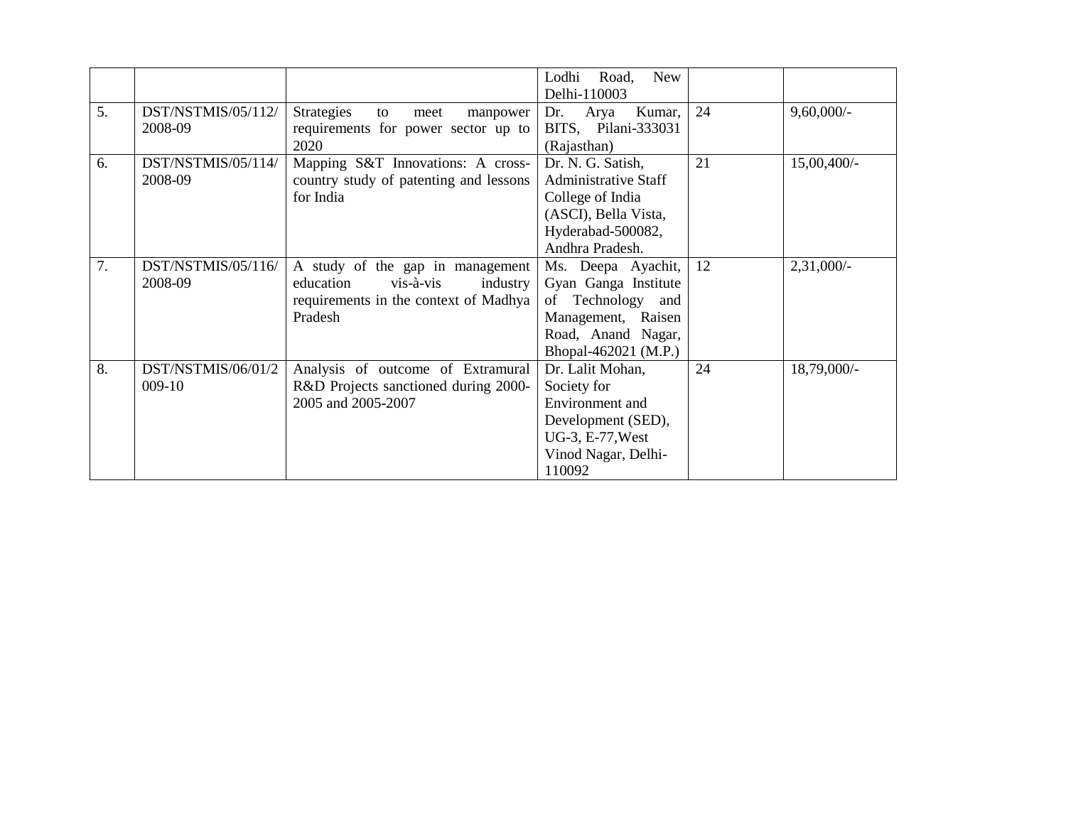| | | | | | |
|---|---|---|---|---|---|
| | | | Lodhi Road, New Delhi-110003 | | |
| 5. | DST/NSTMIS/05/112/ 2008-09 | Strategies to meet manpower requirements for power sector up to 2020 | Dr. Arya Kumar, BITS, Pilani-333031 (Rajasthan) | 24 | 9,60,000/- |
| 6. | DST/NSTMIS/05/114/ 2008-09 | Mapping S&T Innovations: A cross-country study of patenting and lessons for India | Dr. N. G. Satish, Administrative Staff College of India (ASCI), Bella Vista, Hyderabad-500082, Andhra Pradesh. | 21 | 15,00,400/- |
| 7. | DST/NSTMIS/05/116/ 2008-09 | A study of the gap in management education vis-à-vis industry requirements in the context of Madhya Pradesh | Ms. Deepa Ayachit, Gyan Ganga Institute of Technology and Management, Raisen Road, Anand Nagar, Bhopal-462021 (M.P.) | 12 | 2,31,000/- |
| 8. | DST/NSTMIS/06/01/2 009-10 | Analysis of outcome of Extramural R&D Projects sanctioned during 2000-2005 and 2005-2007 | Dr. Lalit Mohan, Society for Environment and Development (SED), UG-3, E-77,West Vinod Nagar, Delhi-110092 | 24 | 18,79,000/- |